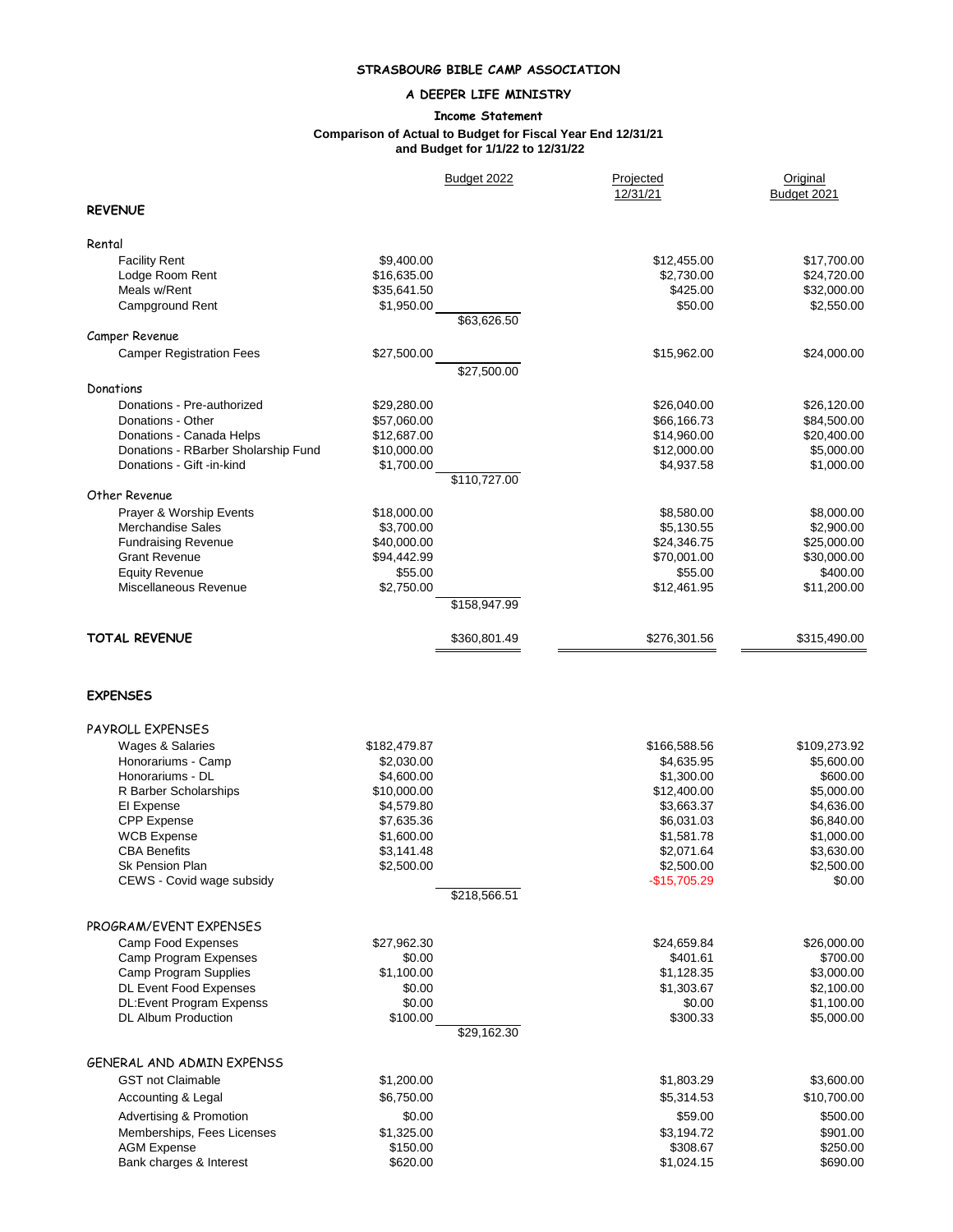**STRASBOURG BIBLE CAMP ASSOCIATION**

**A DEEPER LIFE MINISTRY**

**Income Statement**

**Comparison of Actual to Budget for Fiscal Year End 12/31/21**
**and Budget for 1/1/22 to 12/31/22**

| | Budget 2022 | | Projected 12/31/21 | Original Budget 2021 |
|---|---|---|---|---|
| **REVENUE** | | | | |
| Rental | | | | |
| Facility Rent | $9,400.00 | | $12,455.00 | $17,700.00 |
| Lodge Room Rent | $16,635.00 | | $2,730.00 | $24,720.00 |
| Meals w/Rent | $35,641.50 | | $425.00 | $32,000.00 |
| Campground Rent | $1,950.00 | | $50.00 | $2,550.00 |
| | | $63,626.50 | | |
| Camper Revenue | | | | |
| Camper Registration Fees | $27,500.00 | | $15,962.00 | $24,000.00 |
| | | $27,500.00 | | |
| Donations | | | | |
| Donations - Pre-authorized | $29,280.00 | | $26,040.00 | $26,120.00 |
| Donations - Other | $57,060.00 | | $66,166.73 | $84,500.00 |
| Donations - Canada Helps | $12,687.00 | | $14,960.00 | $20,400.00 |
| Donations - RBarber Sholarship Fund | $10,000.00 | | $12,000.00 | $5,000.00 |
| Donations - Gift -in-kind | $1,700.00 | | $4,937.58 | $1,000.00 |
| | | $110,727.00 | | |
| Other Revenue | | | | |
| Prayer & Worship Events | $18,000.00 | | $8,580.00 | $8,000.00 |
| Merchandise Sales | $3,700.00 | | $5,130.55 | $2,900.00 |
| Fundraising Revenue | $40,000.00 | | $24,346.75 | $25,000.00 |
| Grant Revenue | $94,442.99 | | $70,001.00 | $30,000.00 |
| Equity Revenue | $55.00 | | $55.00 | $400.00 |
| Miscellaneous Revenue | $2,750.00 | | $12,461.95 | $11,200.00 |
| | | $158,947.99 | | |
| **TOTAL REVENUE** | | $360,801.49 | $276,301.56 | $315,490.00 |
| | | | | |
| **EXPENSES** | | | | |
| PAYROLL EXPENSES | | | | |
| Wages & Salaries | $182,479.87 | | $166,588.56 | $109,273.92 |
| Honorariums - Camp | $2,030.00 | | $4,635.95 | $5,600.00 |
| Honorariums - DL | $4,600.00 | | $1,300.00 | $600.00 |
| R Barber Scholarships | $10,000.00 | | $12,400.00 | $5,000.00 |
| EI Expense | $4,579.80 | | $3,663.37 | $4,636.00 |
| CPP Expense | $7,635.36 | | $6,031.03 | $6,840.00 |
| WCB Expense | $1,600.00 | | $1,581.78 | $1,000.00 |
| CBA Benefits | $3,141.48 | | $2,071.64 | $3,630.00 |
| Sk Pension Plan | $2,500.00 | | $2,500.00 | $2,500.00 |
| CEWS - Covid wage subsidy | | | -$15,705.29 | $0.00 |
| | | $218,566.51 | | |
| PROGRAM/EVENT EXPENSES | | | | |
| Camp Food Expenses | $27,962.30 | | $24,659.84 | $26,000.00 |
| Camp Program Expenses | $0.00 | | $401.61 | $700.00 |
| Camp Program Supplies | $1,100.00 | | $1,128.35 | $3,000.00 |
| DL Event Food Expenses | $0.00 | | $1,303.67 | $2,100.00 |
| DL:Event Program Expenss | $0.00 | | $0.00 | $1,100.00 |
| DL Album Production | $100.00 | | $300.33 | $5,000.00 |
| | | $29,162.30 | | |
| GENERAL AND ADMIN EXPENSS | | | | |
| GST not Claimable | $1,200.00 | | $1,803.29 | $3,600.00 |
| Accounting & Legal | $6,750.00 | | $5,314.53 | $10,700.00 |
| Advertising & Promotion | $0.00 | | $59.00 | $500.00 |
| Memberships, Fees Licenses | $1,325.00 | | $3,194.72 | $901.00 |
| AGM Expense | $150.00 | | $308.67 | $250.00 |
| Bank charges & Interest | $620.00 | | $1,024.15 | $690.00 |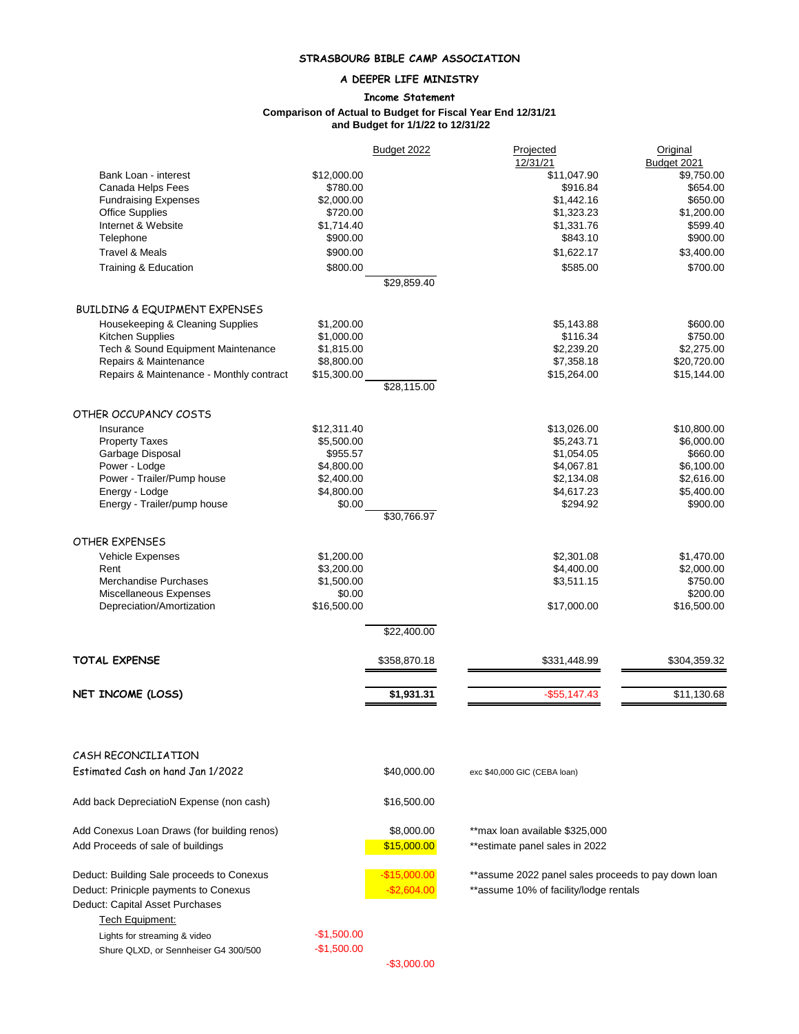**STRASBOURG BIBLE CAMP ASSOCIATION**

**A DEEPER LIFE MINISTRY**

**Income Statement**

**Comparison of Actual to Budget for Fiscal Year End 12/31/21 and Budget for 1/1/22 to 12/31/22**

| | | Budget 2022 | Projected 12/31/21 | Original Budget 2021 |
|---|---|---|---|---|
| Bank Loan - interest | $12,000.00 | | $11,047.90 | $9,750.00 |
| Canada Helps Fees | $780.00 | | $916.84 | $654.00 |
| Fundraising Expenses | $2,000.00 | | $1,442.16 | $650.00 |
| Office Supplies | $720.00 | | $1,323.23 | $1,200.00 |
| Internet & Website | $1,714.40 | | $1,331.76 | $599.40 |
| Telephone | $900.00 | | $843.10 | $900.00 |
| Travel & Meals | $900.00 | | $1,622.17 | $3,400.00 |
| Training & Education | $800.00 | | $585.00 | $700.00 |
| | | $29,859.40 | | |
| **BUILDING & EQUIPMENT EXPENSES** | | | | |
| Housekeeping & Cleaning Supplies | $1,200.00 | | $5,143.88 | $600.00 |
| Kitchen Supplies | $1,000.00 | | $116.34 | $750.00 |
| Tech & Sound Equipment Maintenance | $1,815.00 | | $2,239.20 | $2,275.00 |
| Repairs & Maintenance | $8,800.00 | | $7,358.18 | $20,720.00 |
| Repairs & Maintenance - Monthly contract | $15,300.00 | | $15,264.00 | $15,144.00 |
| | | $28,115.00 | | |
| **OTHER OCCUPANCY COSTS** | | | | |
| Insurance | $12,311.40 | | $13,026.00 | $10,800.00 |
| Property Taxes | $5,500.00 | | $5,243.71 | $6,000.00 |
| Garbage Disposal | $955.57 | | $1,054.05 | $660.00 |
| Power - Lodge | $4,800.00 | | $4,067.81 | $6,100.00 |
| Power - Trailer/Pump house | $2,400.00 | | $2,134.08 | $2,616.00 |
| Energy - Lodge | $4,800.00 | | $4,617.23 | $5,400.00 |
| Energy - Trailer/pump house | $0.00 | | $294.92 | $900.00 |
| | | $30,766.97 | | |
| **OTHER EXPENSES** | | | | |
| Vehicle Expenses | $1,200.00 | | $2,301.08 | $1,470.00 |
| Rent | $3,200.00 | | $4,400.00 | $2,000.00 |
| Merchandise Purchases | $1,500.00 | | $3,511.15 | $750.00 |
| Miscellaneous Expenses | $0.00 | | | $200.00 |
| Depreciation/Amortization | $16,500.00 | | $17,000.00 | $16,500.00 |
| | | $22,400.00 | | |
| **TOTAL EXPENSE** | | $358,870.18 | $331,448.99 | $304,359.32 |
| **NET INCOME (LOSS)** | | **$1,931.31** | -$55,147.43 | $11,130.68 |

**CASH RECONCILIATION**

| | | | |
|---|---|---|---|
| Estimated Cash on hand Jan 1/2022 | | $40,000.00 | exc $40,000 GIC (CEBA loan) |
| Add back DepreciatioN Expense (non cash) | | $16,500.00 | |
| Add Conexus Loan Draws (for building renos) | | $8,000.00 | **max loan available $325,000 |
| Add Proceeds of sale of buildings | | $15,000.00 | **estimate panel sales in 2022 |
| Deduct: Building Sale proceeds to Conexus | | -$15,000.00 | **assume 2022 panel sales proceeds to pay down loan |
| Deduct: Prinicple payments to Conexus | | -$2,604.00 | **assume 10% of facility/lodge rentals |
| Deduct: Capital Asset Purchases | | | |
| Tech Equipment: | | | |
| Lights for streaming & video | -$1,500.00 | | |
| Shure QLXD, or Sennheiser G4 300/500 | -$1,500.00 | | |
| | | -$3,000.00 | |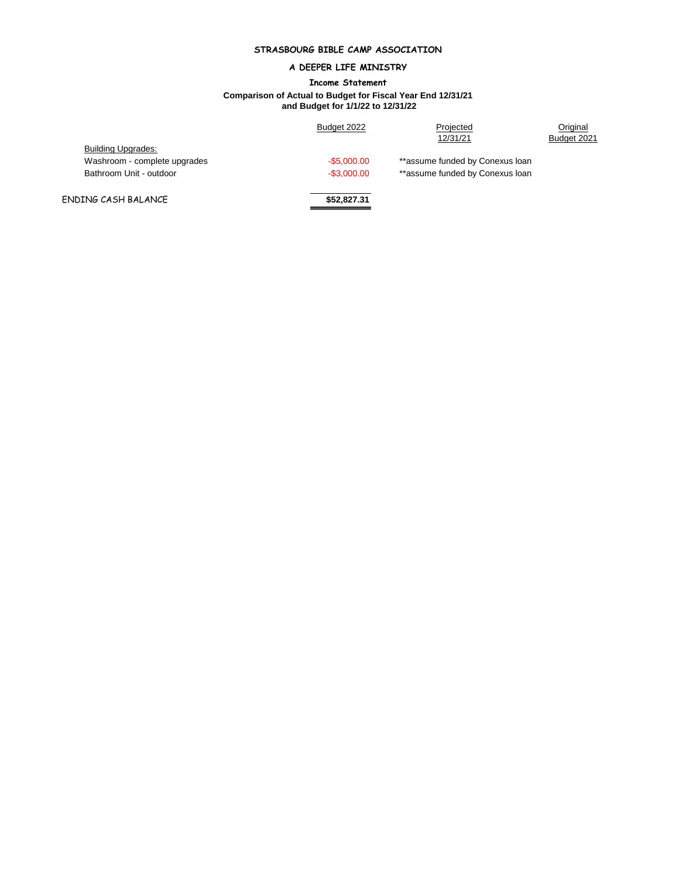**STRASBOURG BIBLE CAMP ASSOCIATION**

**A DEEPER LIFE MINISTRY**

**Income Statement**

**Comparison of Actual to Budget for Fiscal Year End 12/31/21**
**and Budget for 1/1/22 to 12/31/22**

| | Budget 2022 | Projected 12/31/21 | Original Budget 2021 |
|---|---|---|---|
| Building Upgrades: | | | |
| Washroom - complete upgrades | -$5,000.00 | **assume funded by Conexus loan | |
| Bathroom Unit - outdoor | -$3,000.00 | **assume funded by Conexus loan | |
| ENDING CASH BALANCE | **$52,827.31** | | |